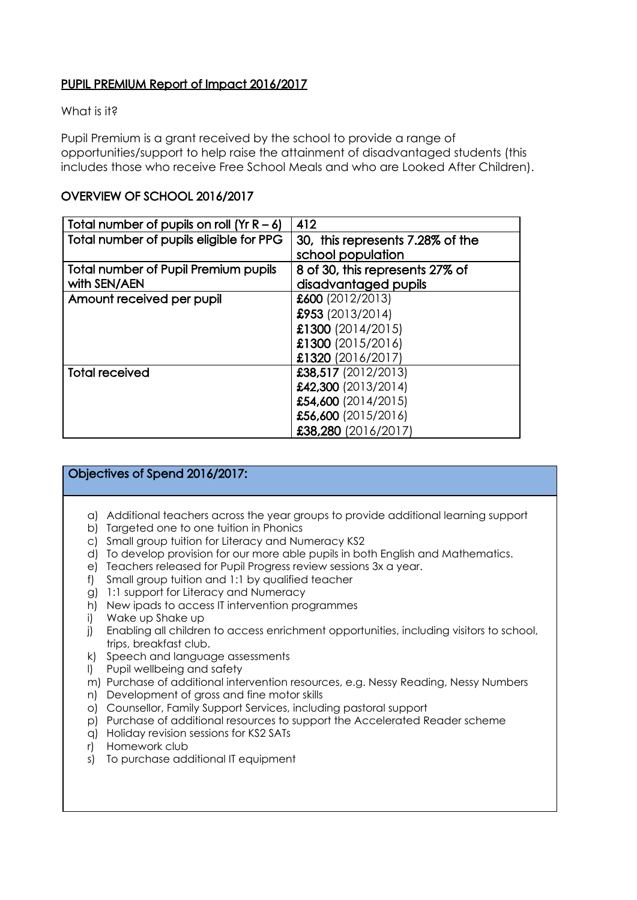## PUPIL PREMIUM Report of Impact 2016/2017

What is it?

Pupil Premium is a grant received by the school to provide a range of opportunities/support to help raise the attainment of disadvantaged students (this includes those who receive Free School Meals and who are Looked After Children).

### OVERVIEW OF SCHOOL 2016/2017

| Total number of pupils on roll (Yr R – 6) | 412 |
|---|---|
| Total number of pupils eligible for PPG | 30, this represents 7.28% of the school population |
| Total number of Pupil Premium pupils with SEN/AEN | 8 of 30, this represents 27% of disadvantaged pupils |
| Amount received per pupil | **£600** (2012/2013)<br>**£953** (2013/2014)<br>**£1300** (2014/2015)<br>**£1300** (2015/2016)<br>**£1320** (2016/2017) |
| Total received | **£38,517** (2012/2013)<br>**£42,300** (2013/2014)<br>**£54,600** (2014/2015)<br>**£56,600** (2015/2016)<br>**£38,280** (2016/2017) |

### Objectives of Spend 2016/2017:

a) Additional teachers across the year groups to provide additional learning support
b) Targeted one to one tuition in Phonics
c) Small group tuition for Literacy and Numeracy KS2
d) To develop provision for our more able pupils in both English and Mathematics.
e) Teachers released for Pupil Progress review sessions 3x a year.
f) Small group tuition and 1:1 by qualified teacher
g) 1:1 support for Literacy and Numeracy
h) New ipads to access IT intervention programmes
i) Wake up Shake up
j) Enabling all children to access enrichment opportunities, including visitors to school, trips, breakfast club.
k) Speech and language assessments
l) Pupil wellbeing and safety
m) Purchase of additional intervention resources, e.g. Nessy Reading, Nessy Numbers
n) Development of gross and fine motor skills
o) Counsellor, Family Support Services, including pastoral support
p) Purchase of additional resources to support the Accelerated Reader scheme
q) Holiday revision sessions for KS2 SATs
r) Homework club
s) To purchase additional IT equipment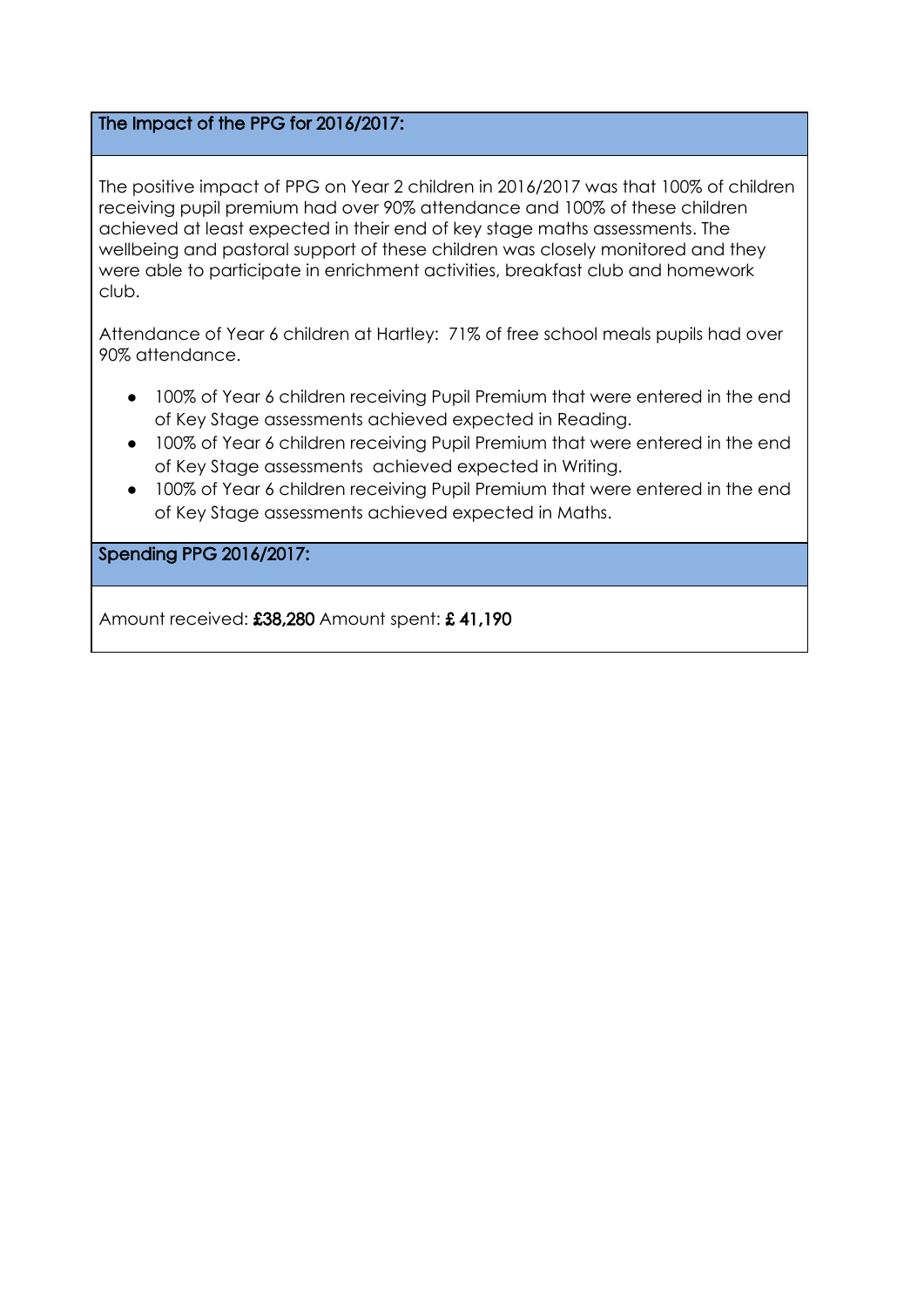## The Impact of the PPG for 2016/2017:

The positive impact of PPG on Year 2 children in 2016/2017 was that 100% of children receiving pupil premium had over 90% attendance and 100% of these children achieved at least expected in their end of key stage maths assessments. The wellbeing and pastoral support of these children was closely monitored and they were able to participate in enrichment activities, breakfast club and homework club.

Attendance of Year 6 children at Hartley: 71% of free school meals pupils had over 90% attendance.

- 100% of Year 6 children receiving Pupil Premium that were entered in the end of Key Stage assessments achieved expected in Reading.
- 100% of Year 6 children receiving Pupil Premium that were entered in the end of Key Stage assessments achieved expected in Writing.
- 100% of Year 6 children receiving Pupil Premium that were entered in the end of Key Stage assessments achieved expected in Maths.

## Spending PPG 2016/2017:

Amount received: **£38,280** Amount spent: **£ 41,190**